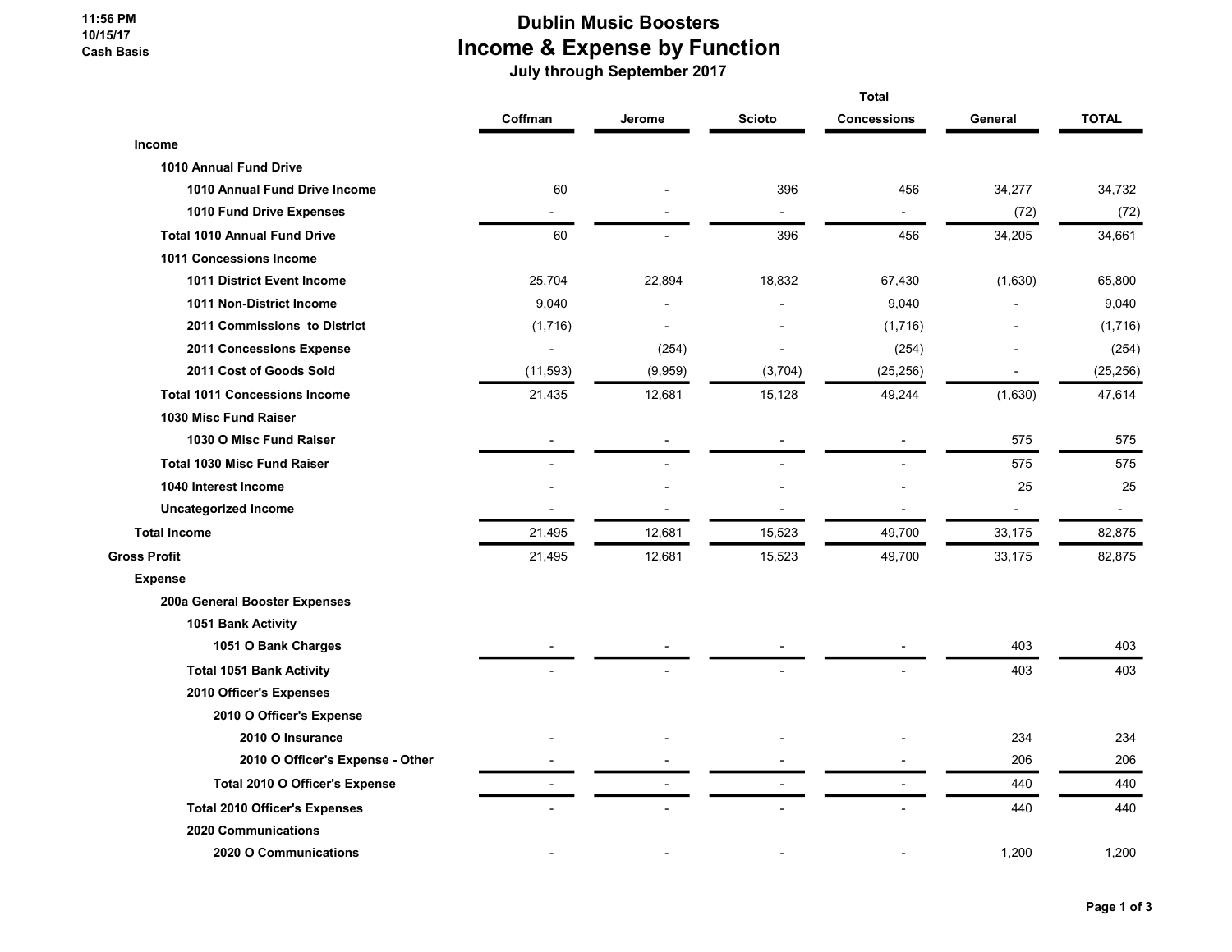# Dublin Music Boosters

## Income & Expense by Function

### July through September 2017

11:56 PM
10/15/17
Cash Basis

| | Coffman | Jerome | Scioto | Total Concessions | General | TOTAL |
|---|---|---|---|---|---|---|
| **Income** | | | | | | |
| **1010 Annual Fund Drive** | | | | | | |
| **1010 Annual Fund Drive Income** | 60 | - | 396 | 456 | 34,277 | 34,732 |
| **1010 Fund Drive Expenses** | - | - | - | - | (72) | (72) |
| **Total 1010 Annual Fund Drive** | 60 | - | 396 | 456 | 34,205 | 34,661 |
| **1011 Concessions Income** | | | | | | |
| **1011 District Event Income** | 25,704 | 22,894 | 18,832 | 67,430 | (1,630) | 65,800 |
| **1011 Non-District Income** | 9,040 | - | - | 9,040 | - | 9,040 |
| **2011 Commissions to District** | (1,716) | - | - | (1,716) | - | (1,716) |
| **2011 Concessions Expense** | - | (254) | - | (254) | - | (254) |
| **2011 Cost of Goods Sold** | (11,593) | (9,959) | (3,704) | (25,256) | - | (25,256) |
| **Total 1011 Concessions Income** | 21,435 | 12,681 | 15,128 | 49,244 | (1,630) | 47,614 |
| **1030 Misc Fund Raiser** | | | | | | |
| **1030 O Misc Fund Raiser** | - | - | - | - | 575 | 575 |
| **Total 1030 Misc Fund Raiser** | - | - | - | - | 575 | 575 |
| **1040 Interest Income** | - | - | - | - | 25 | 25 |
| **Uncategorized Income** | - | - | - | - | - | - |
| **Total Income** | 21,495 | 12,681 | 15,523 | 49,700 | 33,175 | 82,875 |
| **Gross Profit** | 21,495 | 12,681 | 15,523 | 49,700 | 33,175 | 82,875 |
| **Expense** | | | | | | |
| **200a General Booster Expenses** | | | | | | |
| **1051 Bank Activity** | | | | | | |
| **1051 O Bank Charges** | - | - | - | - | 403 | 403 |
| **Total 1051 Bank Activity** | - | - | - | - | 403 | 403 |
| **2010 Officer's Expenses** | | | | | | |
| **2010 O Officer's Expense** | | | | | | |
| **2010 O Insurance** | - | - | - | - | 234 | 234 |
| **2010 O Officer's Expense - Other** | - | - | - | - | 206 | 206 |
| **Total 2010 O Officer's Expense** | - | - | - | - | 440 | 440 |
| **Total 2010 Officer's Expenses** | - | - | - | - | 440 | 440 |
| **2020 Communications** | | | | | | |
| **2020 O Communications** | - | - | - | - | 1,200 | 1,200 |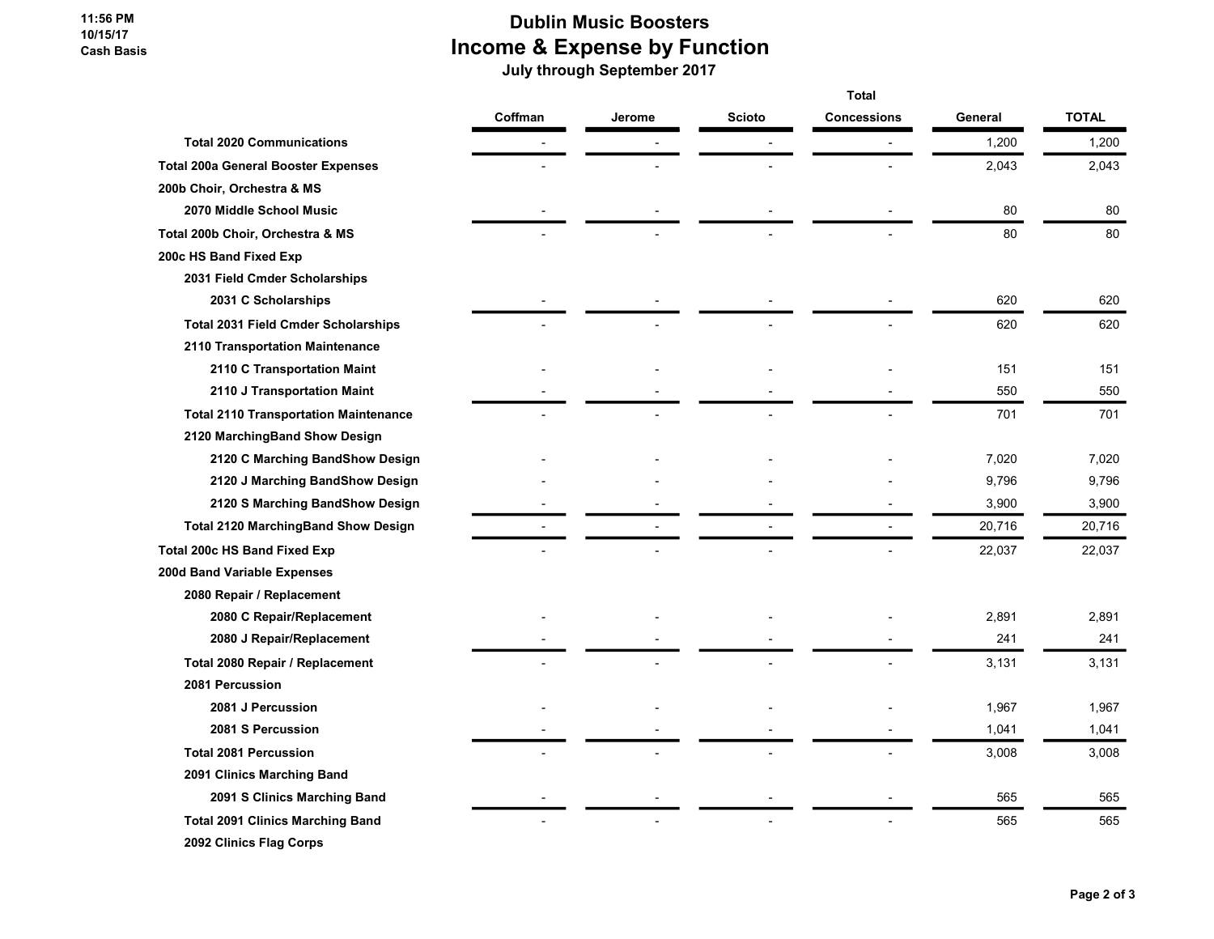11:56 PM
10/15/17
Cash Basis

# Dublin Music Boosters
# Income & Expense by Function
## July through September 2017

| | Coffman | Jerome | Scioto | Total Concessions | General | TOTAL |
|---|---|---|---|---|---|---|
| Total 2020 Communications | - | - | - | - | 1,200 | 1,200 |
| Total 200a General Booster Expenses | - | - | - | - | 2,043 | 2,043 |
| 200b Choir, Orchestra & MS | | | | | | |
| 2070 Middle School Music | - | - | - | - | 80 | 80 |
| Total 200b Choir, Orchestra & MS | - | - | - | - | 80 | 80 |
| 200c HS Band Fixed Exp | | | | | | |
| 2031 Field Cmder Scholarships | | | | | | |
| 2031 C Scholarships | - | - | - | - | 620 | 620 |
| Total 2031 Field Cmder Scholarships | - | - | - | - | 620 | 620 |
| 2110 Transportation Maintenance | | | | | | |
| 2110 C Transportation Maint | - | - | - | - | 151 | 151 |
| 2110 J Transportation Maint | - | - | - | - | 550 | 550 |
| Total 2110 Transportation Maintenance | - | - | - | - | 701 | 701 |
| 2120 MarchingBand Show Design | | | | | | |
| 2120 C Marching BandShow Design | - | - | - | - | 7,020 | 7,020 |
| 2120 J Marching BandShow Design | - | - | - | - | 9,796 | 9,796 |
| 2120 S Marching BandShow Design | - | - | - | - | 3,900 | 3,900 |
| Total 2120 MarchingBand Show Design | - | - | - | - | 20,716 | 20,716 |
| Total 200c HS Band Fixed Exp | - | - | - | - | 22,037 | 22,037 |
| 200d Band Variable Expenses | | | | | | |
| 2080 Repair / Replacement | | | | | | |
| 2080 C Repair/Replacement | - | - | - | - | 2,891 | 2,891 |
| 2080 J Repair/Replacement | - | - | - | - | 241 | 241 |
| Total 2080 Repair / Replacement | - | - | - | - | 3,131 | 3,131 |
| 2081 Percussion | | | | | | |
| 2081 J Percussion | - | - | - | - | 1,967 | 1,967 |
| 2081 S Percussion | - | - | - | - | 1,041 | 1,041 |
| Total 2081 Percussion | - | - | - | - | 3,008 | 3,008 |
| 2091 Clinics Marching Band | | | | | | |
| 2091 S Clinics Marching Band | - | - | - | - | 565 | 565 |
| Total 2091 Clinics Marching Band | - | - | - | - | 565 | 565 |
| 2092 Clinics Flag Corps | | | | | | |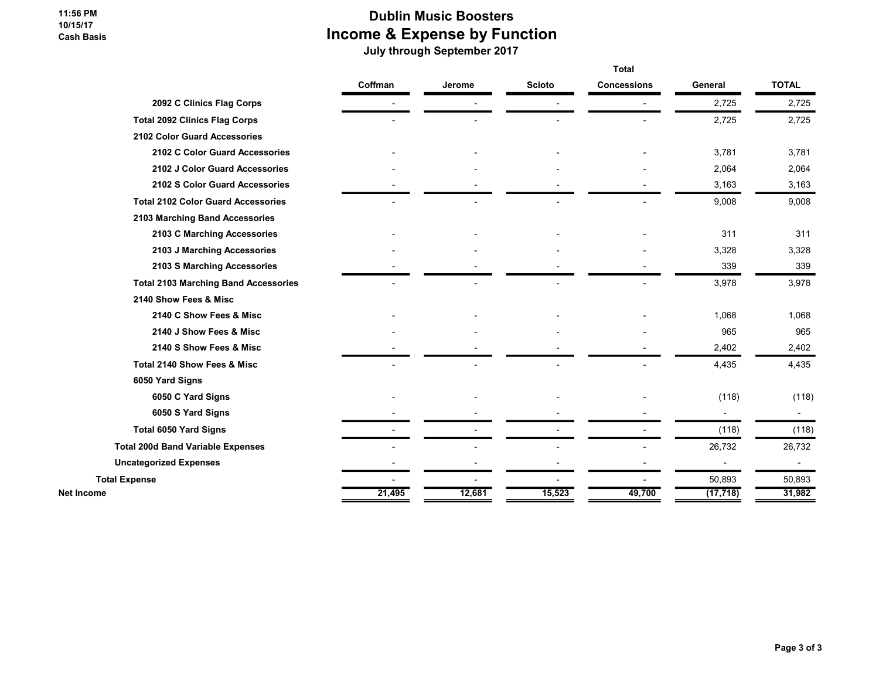11:56 PM
10/15/17
Cash Basis

# Dublin Music Boosters
## Income & Expense by Function
### July through September 2017

| | Coffman | Jerome | Scioto | Total Concessions | General | TOTAL |
|---|---|---|---|---|---|---|
| 2092 C Clinics Flag Corps | - | - | - | - | 2,725 | 2,725 |
| Total 2092 Clinics Flag Corps | - | - | - | - | 2,725 | 2,725 |
| 2102 Color Guard Accessories | | | | | | |
| 2102 C Color Guard Accessories | - | - | - | - | 3,781 | 3,781 |
| 2102 J Color Guard Accessories | - | - | - | - | 2,064 | 2,064 |
| 2102 S Color Guard Accessories | - | - | - | - | 3,163 | 3,163 |
| Total 2102 Color Guard Accessories | - | - | - | - | 9,008 | 9,008 |
| 2103 Marching Band Accessories | | | | | | |
| 2103 C Marching Accessories | - | - | - | - | 311 | 311 |
| 2103 J Marching Accessories | - | - | - | - | 3,328 | 3,328 |
| 2103 S Marching Accessories | - | - | - | - | 339 | 339 |
| Total 2103 Marching Band Accessories | - | - | - | - | 3,978 | 3,978 |
| 2140 Show Fees & Misc | | | | | | |
| 2140 C Show Fees & Misc | - | - | - | - | 1,068 | 1,068 |
| 2140 J Show Fees & Misc | - | - | - | - | 965 | 965 |
| 2140 S Show Fees & Misc | - | - | - | - | 2,402 | 2,402 |
| Total 2140 Show Fees & Misc | - | - | - | - | 4,435 | 4,435 |
| 6050 Yard Signs | | | | | | |
| 6050 C Yard Signs | - | - | - | - | (118) | (118) |
| 6050 S Yard Signs | - | - | - | - | - | - |
| Total 6050 Yard Signs | - | - | - | - | (118) | (118) |
| Total 200d Band Variable Expenses | - | - | - | - | 26,732 | 26,732 |
| Uncategorized Expenses | - | - | - | - | - | - |
| Total Expense | - | - | - | - | 50,893 | 50,893 |
| Net Income | 21,495 | 12,681 | 15,523 | 49,700 | (17,718) | 31,982 |